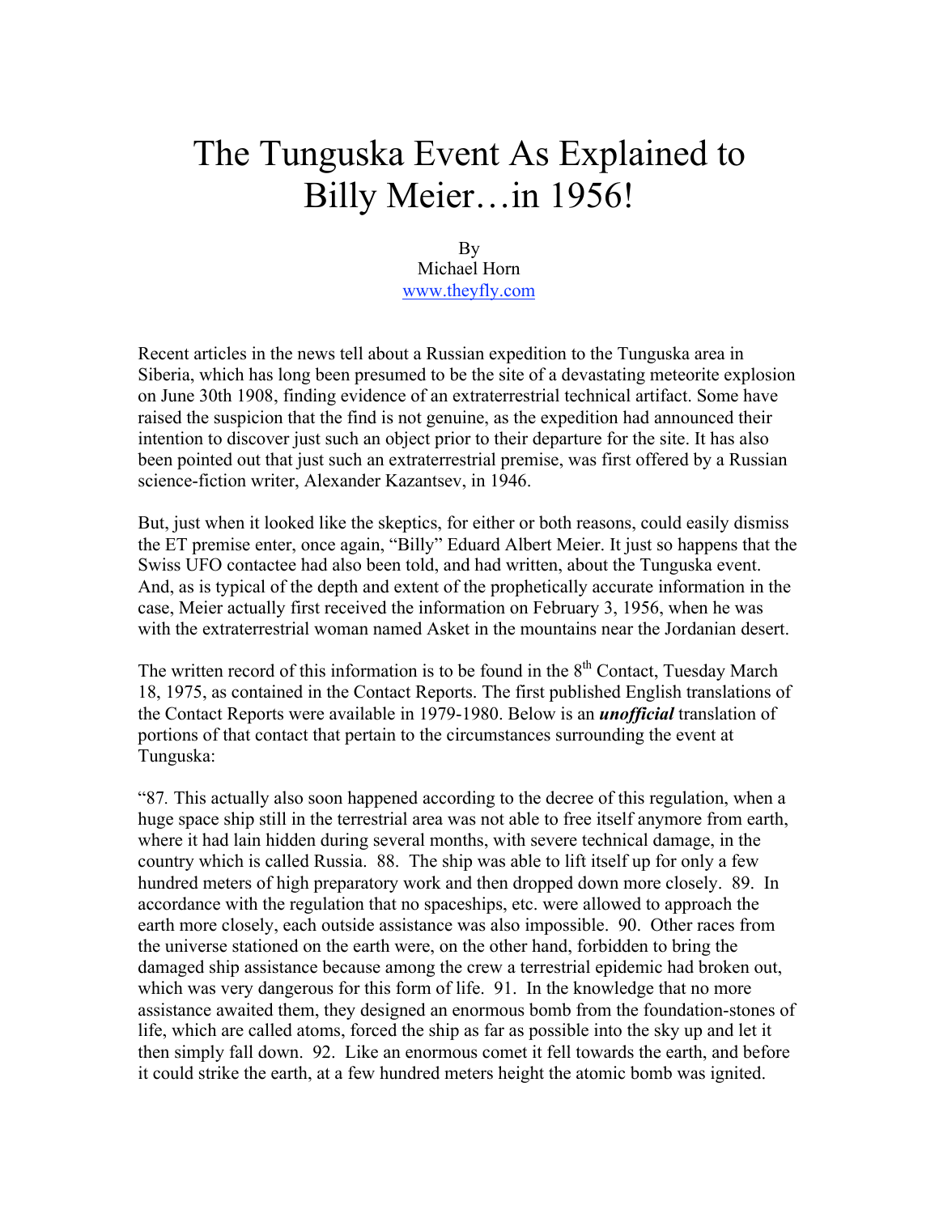# The Tunguska Event As Explained to Billy Meier…in 1956!

By
Michael Horn
www.theyfly.com

Recent articles in the news tell about a Russian expedition to the Tunguska area in Siberia, which has long been presumed to be the site of a devastating meteorite explosion on June 30th 1908, finding evidence of an extraterrestrial technical artifact. Some have raised the suspicion that the find is not genuine, as the expedition had announced their intention to discover just such an object prior to their departure for the site. It has also been pointed out that just such an extraterrestrial premise, was first offered by a Russian science-fiction writer, Alexander Kazantsev, in 1946.

But, just when it looked like the skeptics, for either or both reasons, could easily dismiss the ET premise enter, once again, "Billy" Eduard Albert Meier. It just so happens that the Swiss UFO contactee had also been told, and had written, about the Tunguska event. And, as is typical of the depth and extent of the prophetically accurate information in the case, Meier actually first received the information on February 3, 1956, when he was with the extraterrestrial woman named Asket in the mountains near the Jordanian desert.

The written record of this information is to be found in the 8th Contact, Tuesday March 18, 1975, as contained in the Contact Reports. The first published English translations of the Contact Reports were available in 1979-1980. Below is an ***unofficial*** translation of portions of that contact that pertain to the circumstances surrounding the event at Tunguska:

"87. This actually also soon happened according to the decree of this regulation, when a huge space ship still in the terrestrial area was not able to free itself anymore from earth, where it had lain hidden during several months, with severe technical damage, in the country which is called Russia. 88. The ship was able to lift itself up for only a few hundred meters of high preparatory work and then dropped down more closely. 89. In accordance with the regulation that no spaceships, etc. were allowed to approach the earth more closely, each outside assistance was also impossible. 90. Other races from the universe stationed on the earth were, on the other hand, forbidden to bring the damaged ship assistance because among the crew a terrestrial epidemic had broken out, which was very dangerous for this form of life. 91. In the knowledge that no more assistance awaited them, they designed an enormous bomb from the foundation-stones of life, which are called atoms, forced the ship as far as possible into the sky up and let it then simply fall down. 92. Like an enormous comet it fell towards the earth, and before it could strike the earth, at a few hundred meters height the atomic bomb was ignited.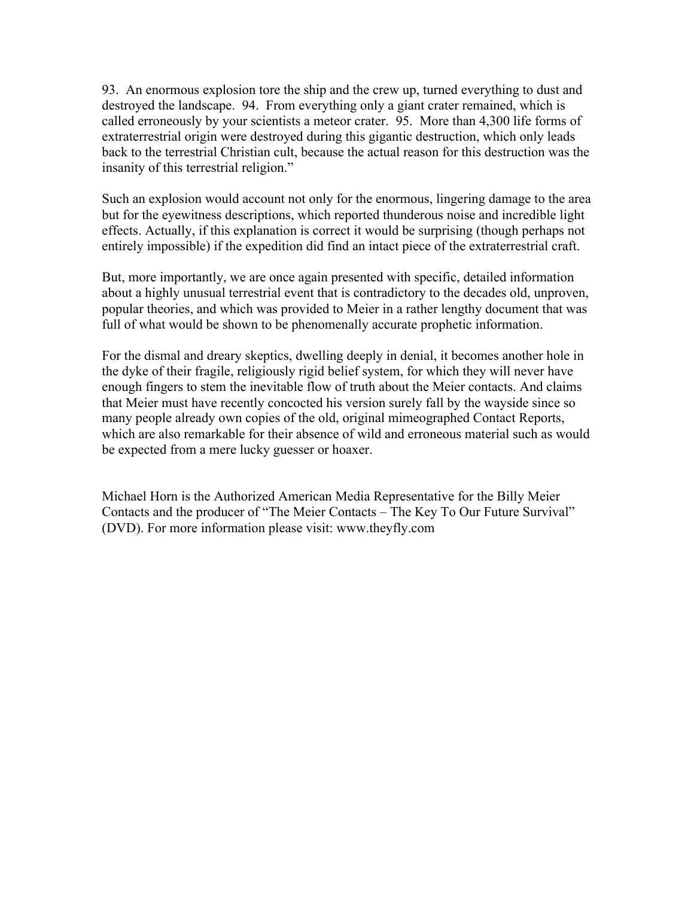93. An enormous explosion tore the ship and the crew up, turned everything to dust and destroyed the landscape. 94. From everything only a giant crater remained, which is called erroneously by your scientists a meteor crater. 95. More than 4,300 life forms of extraterrestrial origin were destroyed during this gigantic destruction, which only leads back to the terrestrial Christian cult, because the actual reason for this destruction was the insanity of this terrestrial religion."

Such an explosion would account not only for the enormous, lingering damage to the area but for the eyewitness descriptions, which reported thunderous noise and incredible light effects. Actually, if this explanation is correct it would be surprising (though perhaps not entirely impossible) if the expedition did find an intact piece of the extraterrestrial craft.

But, more importantly, we are once again presented with specific, detailed information about a highly unusual terrestrial event that is contradictory to the decades old, unproven, popular theories, and which was provided to Meier in a rather lengthy document that was full of what would be shown to be phenomenally accurate prophetic information.

For the dismal and dreary skeptics, dwelling deeply in denial, it becomes another hole in the dyke of their fragile, religiously rigid belief system, for which they will never have enough fingers to stem the inevitable flow of truth about the Meier contacts. And claims that Meier must have recently concocted his version surely fall by the wayside since so many people already own copies of the old, original mimeographed Contact Reports, which are also remarkable for their absence of wild and erroneous material such as would be expected from a mere lucky guesser or hoaxer.

Michael Horn is the Authorized American Media Representative for the Billy Meier Contacts and the producer of "The Meier Contacts – The Key To Our Future Survival" (DVD). For more information please visit: www.theyfly.com